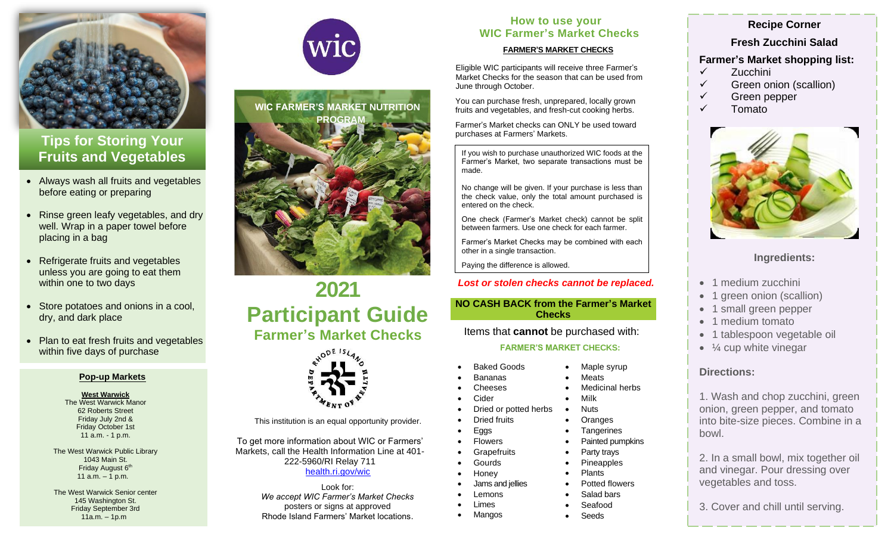## Tips for Storing Your Fruits and Vegetables

- Always wash all fruits and vegetables before eating or preparing
- Rinse green leafy vegetables, and dry well. Wrap in a paper towel before placing in a bag
- Refrigerate fruits and vegetables unless you are going to eat them within one to two days
- Store potatoes and onions in a cool, dry, and dark place
- Plan to eat fresh fruits and vegetables within five days of purchase

### Pop-up Markets

**West Warwick**
The West Warwick Manor
62 Roberts Street
Friday July 2nd &
Friday October 1st
11 a.m. - 1 p.m.

The West Warwick Public Library
1043 Main St.
Friday August 6th
11 a.m. – 1 p.m.

The West Warwick Senior center
145 Washington St.
Friday September 3rd
11a.m. – 1p.m

wic

**WIC FARMER'S MARKET NUTRITION PROGRAM**

# 2021 Participant Guide

## Farmer's Market Checks

RHODE ISLAND DEPARTMENT OF HEALTH

This institution is an equal opportunity provider.

To get more information about WIC or Farmers' Markets, call the Health Information Line at 401-222-5960/RI Relay 711
health.ri.gov/wic

Look for:
*We accept WIC Farmer's Market Checks*
posters or signs at approved
Rhode Island Farmers' Market locations.

## How to use your WIC Farmer's Market Checks

**FARMER'S MARKET CHECKS**

Eligible WIC participants will receive three Farmer's Market Checks for the season that can be used from June through October.

You can purchase fresh, unprepared, locally grown fruits and vegetables, and fresh-cut cooking herbs.

Farmer's Market checks can ONLY be used toward purchases at Farmers' Markets.

If you wish to purchase unauthorized WIC foods at the Farmer's Market, two separate transactions must be made.

No change will be given. If your purchase is less than the check value, only the total amount purchased is entered on the check.

One check (Farmer's Market check) cannot be split between farmers. Use one check for each farmer.

Farmer's Market Checks may be combined with each other in a single transaction.

Paying the difference is allowed.

***Lost or stolen checks cannot be replaced.***

**NO CASH BACK from the Farmer's Market Checks**

Items that **cannot** be purchased with:

**FARMER'S MARKET CHECKS:**

- Baked Goods
- Bananas
- Cheeses
- Cider
- Dried or potted herbs
- Dried fruits
- Eggs
- Flowers
- Grapefruits
- Gourds
- Honey
- Jams and jellies
- Lemons
- Limes
- Mangos
- Maple syrup
- Meats
- Medicinal herbs
- Milk
- Nuts
- Oranges
- Tangerines
- Painted pumpkins
- Party trays
- Pineapples
- Plants
- Potted flowers
- Salad bars
- Seafood
- Seeds

## Recipe Corner

### Fresh Zucchini Salad

**Farmer's Market shopping list:**

- ✓ Zucchini
- ✓ Green onion (scallion)
- ✓ Green pepper
- ✓ Tomato

**Ingredients:**

- 1 medium zucchini
- 1 green onion (scallion)
- 1 small green pepper
- 1 medium tomato
- 1 tablespoon vegetable oil
- ¼ cup white vinegar

**Directions:**

1. Wash and chop zucchini, green onion, green pepper, and tomato into bite-size pieces. Combine in a bowl.

2. In a small bowl, mix together oil and vinegar. Pour dressing over vegetables and toss.

3. Cover and chill until serving.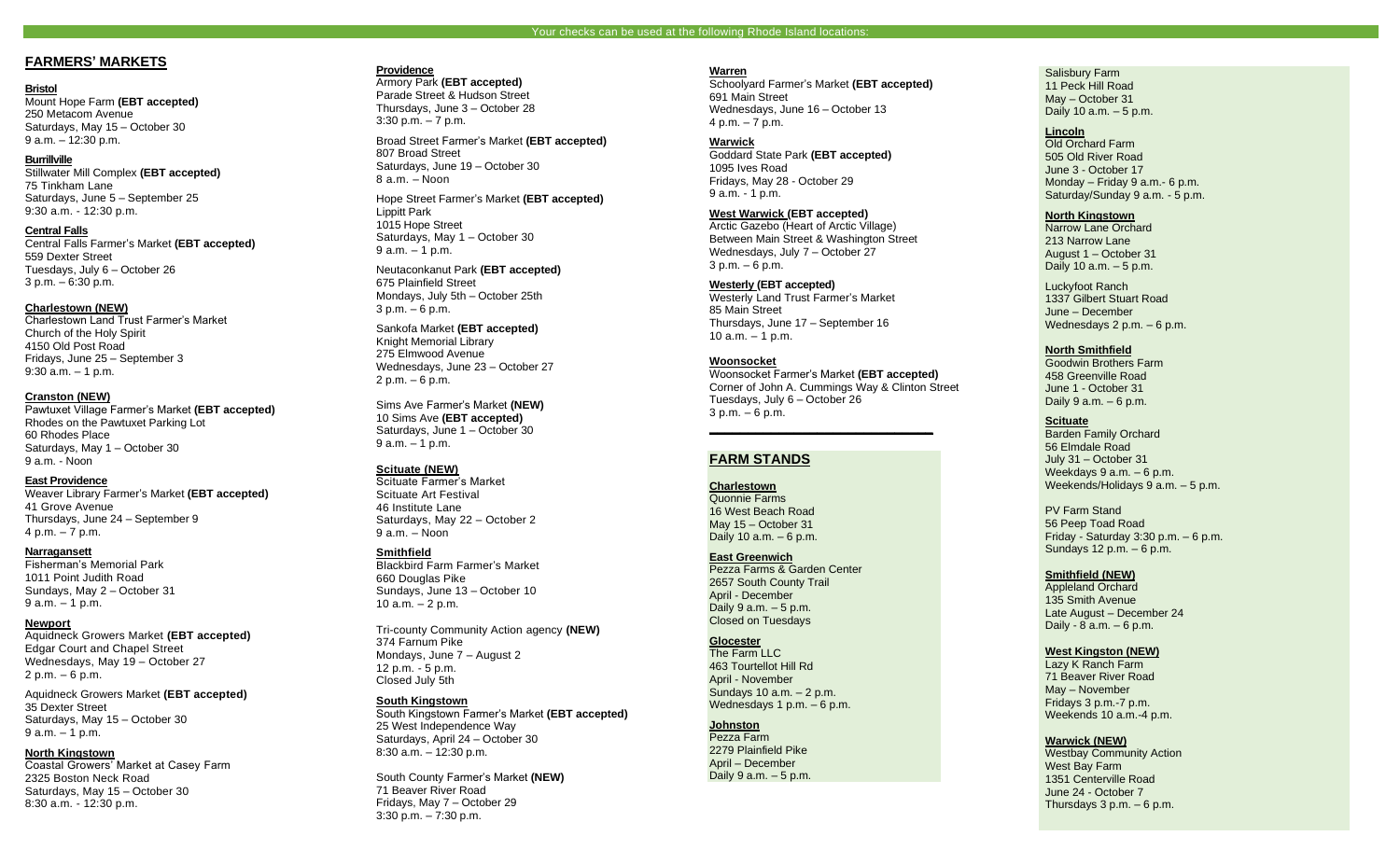Your checks can be used at the following Rhode Island locations:

## FARMERS' MARKETS

**Bristol**
Mount Hope Farm **(EBT accepted)**
250 Metacom Avenue
Saturdays, May 15 – October 30
9 a.m. – 12:30 p.m.

**Burrillville**
Stillwater Mill Complex **(EBT accepted)**
75 Tinkham Lane
Saturdays, June 5 – September 25
9:30 a.m. - 12:30 p.m.

**Central Falls**
Central Falls Farmer's Market **(EBT accepted)**
559 Dexter Street
Tuesdays, July 6 – October 26
3 p.m. – 6:30 p.m.

**Charlestown (NEW)**
Charlestown Land Trust Farmer's Market
Church of the Holy Spirit
4150 Old Post Road
Fridays, June 25 – September 3
9:30 a.m. – 1 p.m.

**Cranston (NEW)**
Pawtuxet Village Farmer's Market **(EBT accepted)**
Rhodes on the Pawtuxet Parking Lot
60 Rhodes Place
Saturdays, May 1 – October 30
9 a.m. - Noon

**East Providence**
Weaver Library Farmer's Market **(EBT accepted)**
41 Grove Avenue
Thursdays, June 24 – September 9
4 p.m. – 7 p.m.

**Narragansett**
Fisherman's Memorial Park
1011 Point Judith Road
Sundays, May 2 – October 31
9 a.m. – 1 p.m.

**Newport**
Aquidneck Growers Market **(EBT accepted)**
Edgar Court and Chapel Street
Wednesdays, May 19 – October 27
2 p.m. – 6 p.m.

Aquidneck Growers Market **(EBT accepted)**
35 Dexter Street
Saturdays, May 15 – October 30
9 a.m. – 1 p.m.

**North Kingstown**
Coastal Growers' Market at Casey Farm
2325 Boston Neck Road
Saturdays, May 15 – October 30
8:30 a.m. - 12:30 p.m.

**Providence**
Armory Park **(EBT accepted)**
Parade Street & Hudson Street
Thursdays, June 3 – October 28
3:30 p.m. – 7 p.m.

Broad Street Farmer's Market **(EBT accepted)**
807 Broad Street
Saturdays, June 19 – October 30
8 a.m. – Noon

Hope Street Farmer's Market **(EBT accepted)**
Lippitt Park
1015 Hope Street
Saturdays, May 1 – October 30
9 a.m. – 1 p.m.

Neutaconkanut Park **(EBT accepted)**
675 Plainfield Street
Mondays, July 5th – October 25th
3 p.m. – 6 p.m.

Sankofa Market **(EBT accepted)**
Knight Memorial Library
275 Elmwood Avenue
Wednesdays, June 23 – October 27
2 p.m. – 6 p.m.

Sims Ave Farmer's Market **(NEW)**
10 Sims Ave **(EBT accepted)**
Saturdays, June 1 – October 30
9 a.m. – 1 p.m.

**Scituate (NEW)**
Scituate Farmer's Market
Scituate Art Festival
46 Institute Lane
Saturdays, May 22 – October 2
9 a.m. – Noon

**Smithfield**
Blackbird Farm Farmer's Market
660 Douglas Pike
Sundays, June 13 – October 10
10 a.m. – 2 p.m.

Tri-county Community Action agency **(NEW)**
374 Farnum Pike
Mondays, June 7 – August 2
12 p.m. - 5 p.m.
Closed July 5th

**South Kingstown**
South Kingstown Farmer's Market **(EBT accepted)**
25 West Independence Way
Saturdays, April 24 – October 30
8:30 a.m. – 12:30 p.m.

South County Farmer's Market **(NEW)**
71 Beaver River Road
Fridays, May 7 – October 29
3:30 p.m. – 7:30 p.m.

**Warren**
Schoolyard Farmer's Market **(EBT accepted)**
691 Main Street
Wednesdays, June 16 – October 13
4 p.m. – 7 p.m.

**Warwick**
Goddard State Park **(EBT accepted)**
1095 Ives Road
Fridays, May 28 - October 29
9 a.m. - 1 p.m.

**West Warwick (EBT accepted)**
Arctic Gazebo (Heart of Arctic Village)
Between Main Street & Washington Street
Wednesdays, July 7 – October 27
3 p.m. – 6 p.m.

**Westerly (EBT accepted)**
Westerly Land Trust Farmer's Market
85 Main Street
Thursdays, June 17 – September 16
10 a.m. – 1 p.m.

**Woonsocket**
Woonsocket Farmer's Market **(EBT accepted)**
Corner of John A. Cummings Way & Clinton Street
Tuesdays, July 6 – October 26
3 p.m. – 6 p.m.

## FARM STANDS

**Charlestown**
Quonnie Farms
16 West Beach Road
May 15 – October 31
Daily 10 a.m. – 6 p.m.

**East Greenwich**
Pezza Farms & Garden Center
2657 South County Trail
April - December
Daily 9 a.m. – 5 p.m.
Closed on Tuesdays

**Glocester**
The Farm LLC
463 Tourtellot Hill Rd
April - November
Sundays 10 a.m. – 2 p.m.
Wednesdays 1 p.m. – 6 p.m.

**Johnston**
Pezza Farm
2279 Plainfield Pike
April – December
Daily 9 a.m. – 5 p.m.

Salisbury Farm
11 Peck Hill Road
May – October 31
Daily 10 a.m. – 5 p.m.

**Lincoln**
Old Orchard Farm
505 Old River Road
June 3 - October 17
Monday – Friday 9 a.m.- 6 p.m.
Saturday/Sunday 9 a.m. - 5 p.m.

**North Kingstown**
Narrow Lane Orchard
213 Narrow Lane
August 1 – October 31
Daily 10 a.m. – 5 p.m.

Luckyfoot Ranch
1337 Gilbert Stuart Road
June – December
Wednesdays 2 p.m. – 6 p.m.

**North Smithfield**
Goodwin Brothers Farm
458 Greenville Road
June 1 - October 31
Daily 9 a.m. – 6 p.m.

**Scituate**
Barden Family Orchard
56 Elmdale Road
July 31 – October 31
Weekdays 9 a.m. – 6 p.m.
Weekends/Holidays 9 a.m. – 5 p.m.

PV Farm Stand
56 Peep Toad Road
Friday - Saturday 3:30 p.m. – 6 p.m.
Sundays 12 p.m. – 6 p.m.

**Smithfield (NEW)**
Appleland Orchard
135 Smith Avenue
Late August – December 24
Daily - 8 a.m. – 6 p.m.

**West Kingston (NEW)**
Lazy K Ranch Farm
71 Beaver River Road
May – November
Fridays 3 p.m.-7 p.m.
Weekends 10 a.m.-4 p.m.

**Warwick (NEW)**
Westbay Community Action
West Bay Farm
1351 Centerville Road
June 24 - October 7
Thursdays 3 p.m. – 6 p.m.